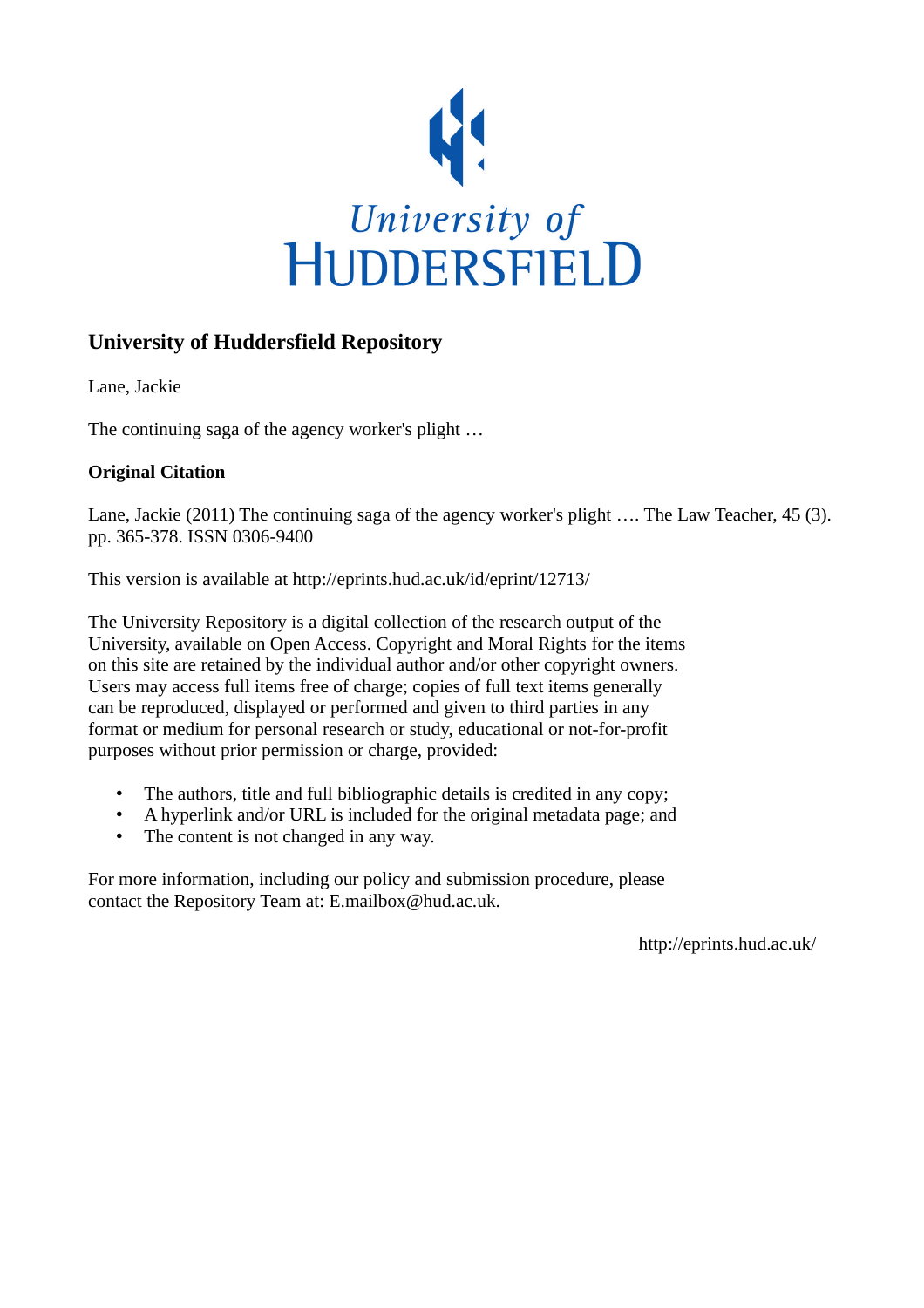## University of Huddersfield Repository

Lane, Jackie

The continuing saga of the agency worker's plight …

**Original Citation**

Lane, Jackie (2011) The continuing saga of the agency worker's plight …. The Law Teacher, 45 (3). pp. 365-378. ISSN 0306-9400

This version is available at http://eprints.hud.ac.uk/id/eprint/12713/

The University Repository is a digital collection of the research output of the University, available on Open Access. Copyright and Moral Rights for the items on this site are retained by the individual author and/or other copyright owners. Users may access full items free of charge; copies of full text items generally can be reproduced, displayed or performed and given to third parties in any format or medium for personal research or study, educational or not-for-profit purposes without prior permission or charge, provided:

- The authors, title and full bibliographic details is credited in any copy;
- A hyperlink and/or URL is included for the original metadata page; and
- The content is not changed in any way.

For more information, including our policy and submission procedure, please contact the Repository Team at: E.mailbox@hud.ac.uk.

http://eprints.hud.ac.uk/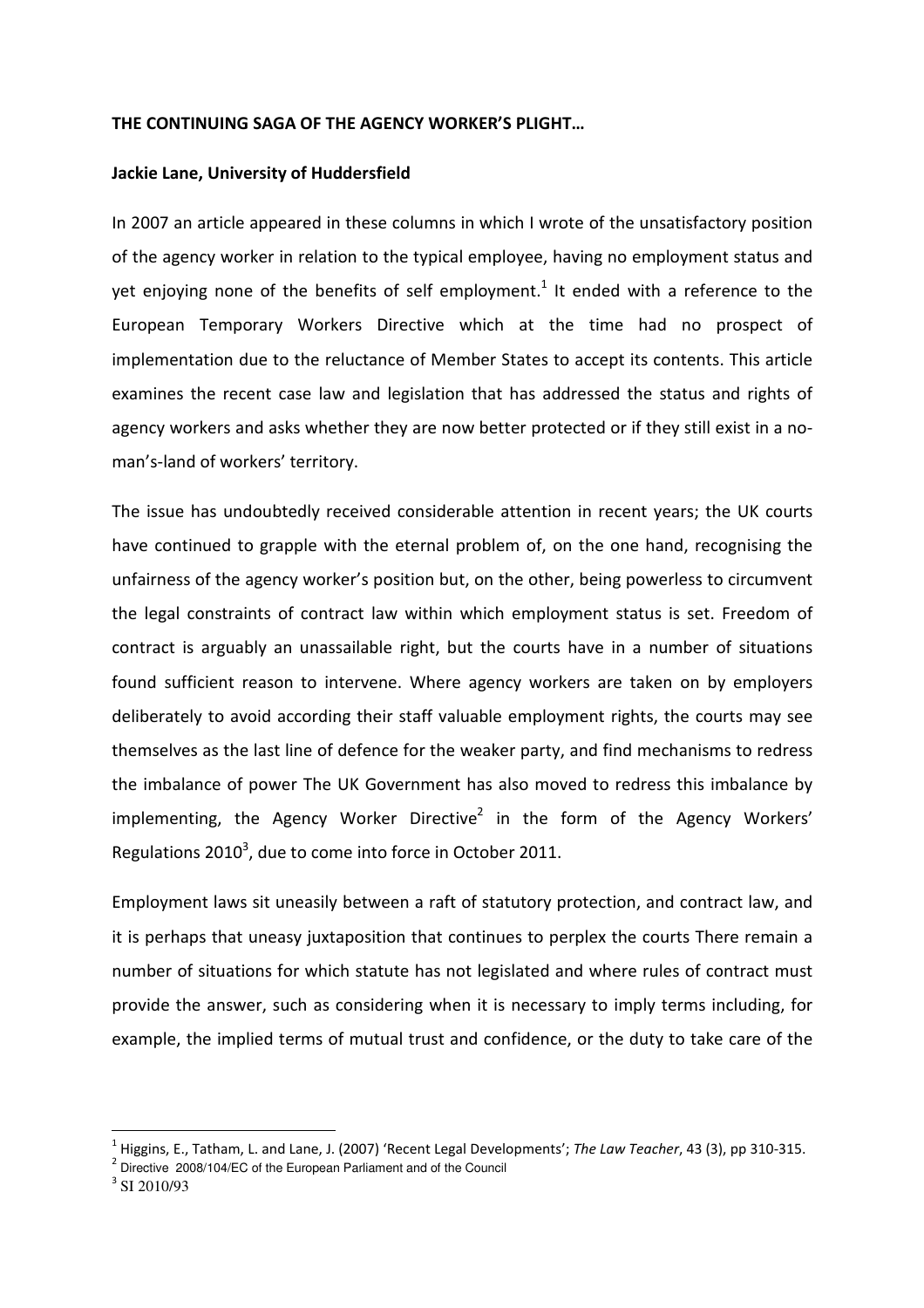**THE CONTINUING SAGA OF THE AGENCY WORKER'S PLIGHT…**

**Jackie Lane, University of Huddersfield**

In 2007 an article appeared in these columns in which I wrote of the unsatisfactory position of the agency worker in relation to the typical employee, having no employment status and yet enjoying none of the benefits of self employment.[1] It ended with a reference to the European Temporary Workers Directive which at the time had no prospect of implementation due to the reluctance of Member States to accept its contents. This article examines the recent case law and legislation that has addressed the status and rights of agency workers and asks whether they are now better protected or if they still exist in a no-man's-land of workers' territory.

The issue has undoubtedly received considerable attention in recent years; the UK courts have continued to grapple with the eternal problem of, on the one hand, recognising the unfairness of the agency worker's position but, on the other, being powerless to circumvent the legal constraints of contract law within which employment status is set. Freedom of contract is arguably an unassailable right, but the courts have in a number of situations found sufficient reason to intervene. Where agency workers are taken on by employers deliberately to avoid according their staff valuable employment rights, the courts may see themselves as the last line of defence for the weaker party, and find mechanisms to redress the imbalance of power The UK Government has also moved to redress this imbalance by implementing, the Agency Worker Directive[2] in the form of the Agency Workers' Regulations 2010[3], due to come into force in October 2011.

Employment laws sit uneasily between a raft of statutory protection, and contract law, and it is perhaps that uneasy juxtaposition that continues to perplex the courts There remain a number of situations for which statute has not legislated and where rules of contract must provide the answer, such as considering when it is necessary to imply terms including, for example, the implied terms of mutual trust and confidence, or the duty to take care of the

---

[1] Higgins, E., Tatham, L. and Lane, J. (2007) 'Recent Legal Developments'; *The Law Teacher*, 43 (3), pp 310-315.

[2] Directive 2008/104/EC of the European Parliament and of the Council

[3] SI 2010/93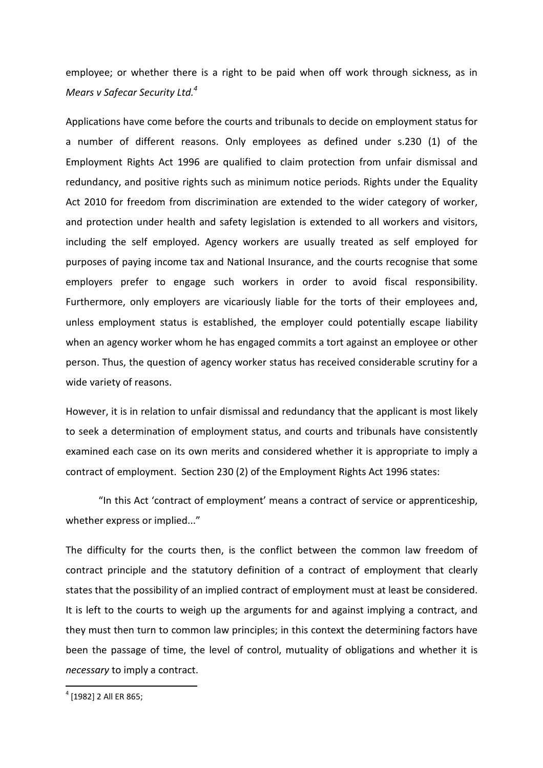employee; or whether there is a right to be paid when off work through sickness, as in *Mears v Safecar Security Ltd.*[4]

Applications have come before the courts and tribunals to decide on employment status for a number of different reasons. Only employees as defined under s.230 (1) of the Employment Rights Act 1996 are qualified to claim protection from unfair dismissal and redundancy, and positive rights such as minimum notice periods. Rights under the Equality Act 2010 for freedom from discrimination are extended to the wider category of worker, and protection under health and safety legislation is extended to all workers and visitors, including the self employed. Agency workers are usually treated as self employed for purposes of paying income tax and National Insurance, and the courts recognise that some employers prefer to engage such workers in order to avoid fiscal responsibility. Furthermore, only employers are vicariously liable for the torts of their employees and, unless employment status is established, the employer could potentially escape liability when an agency worker whom he has engaged commits a tort against an employee or other person. Thus, the question of agency worker status has received considerable scrutiny for a wide variety of reasons.

However, it is in relation to unfair dismissal and redundancy that the applicant is most likely to seek a determination of employment status, and courts and tribunals have consistently examined each case on its own merits and considered whether it is appropriate to imply a contract of employment. Section 230 (2) of the Employment Rights Act 1996 states:

> "In this Act 'contract of employment' means a contract of service or apprenticeship, whether express or implied..."

The difficulty for the courts then, is the conflict between the common law freedom of contract principle and the statutory definition of a contract of employment that clearly states that the possibility of an implied contract of employment must at least be considered. It is left to the courts to weigh up the arguments for and against implying a contract, and they must then turn to common law principles; in this context the determining factors have been the passage of time, the level of control, mutuality of obligations and whether it is *necessary* to imply a contract.

---

[4] [1982] 2 All ER 865;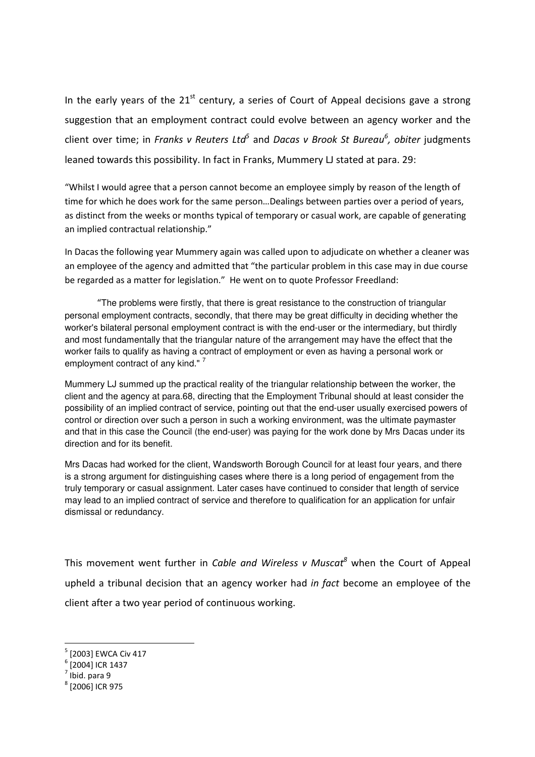In the early years of the 21st century, a series of Court of Appeal decisions gave a strong suggestion that an employment contract could evolve between an agency worker and the client over time; in *Franks v Reuters Ltd*[5] and *Dacas v Brook St Bureau*[6], *obiter* judgments leaned towards this possibility. In fact in Franks, Mummery LJ stated at para. 29:

> "Whilst I would agree that a person cannot become an employee simply by reason of the length of time for which he does work for the same person…Dealings between parties over a period of years, as distinct from the weeks or months typical of temporary or casual work, are capable of generating an implied contractual relationship."

In Dacas the following year Mummery again was called upon to adjudicate on whether a cleaner was an employee of the agency and admitted that "the particular problem in this case may in due course be regarded as a matter for legislation." He went on to quote Professor Freedland:

> "The problems were firstly, that there is great resistance to the construction of triangular personal employment contracts, secondly, that there may be great difficulty in deciding whether the worker's bilateral personal employment contract is with the end-user or the intermediary, but thirdly and most fundamentally that the triangular nature of the arrangement may have the effect that the worker fails to qualify as having a contract of employment or even as having a personal work or employment contract of any kind." [7]

Mummery LJ summed up the practical reality of the triangular relationship between the worker, the client and the agency at para.68, directing that the Employment Tribunal should at least consider the possibility of an implied contract of service, pointing out that the end-user usually exercised powers of control or direction over such a person in such a working environment, was the ultimate paymaster and that in this case the Council (the end-user) was paying for the work done by Mrs Dacas under its direction and for its benefit.

Mrs Dacas had worked for the client, Wandsworth Borough Council for at least four years, and there is a strong argument for distinguishing cases where there is a long period of engagement from the truly temporary or casual assignment. Later cases have continued to consider that length of service may lead to an implied contract of service and therefore to qualification for an application for unfair dismissal or redundancy.

This movement went further in *Cable and Wireless v Muscat*[8] when the Court of Appeal upheld a tribunal decision that an agency worker had *in fact* become an employee of the client after a two year period of continuous working.

---

[5] [2003] EWCA Civ 417

[6] [2004] ICR 1437

[7] Ibid. para 9

[8] [2006] ICR 975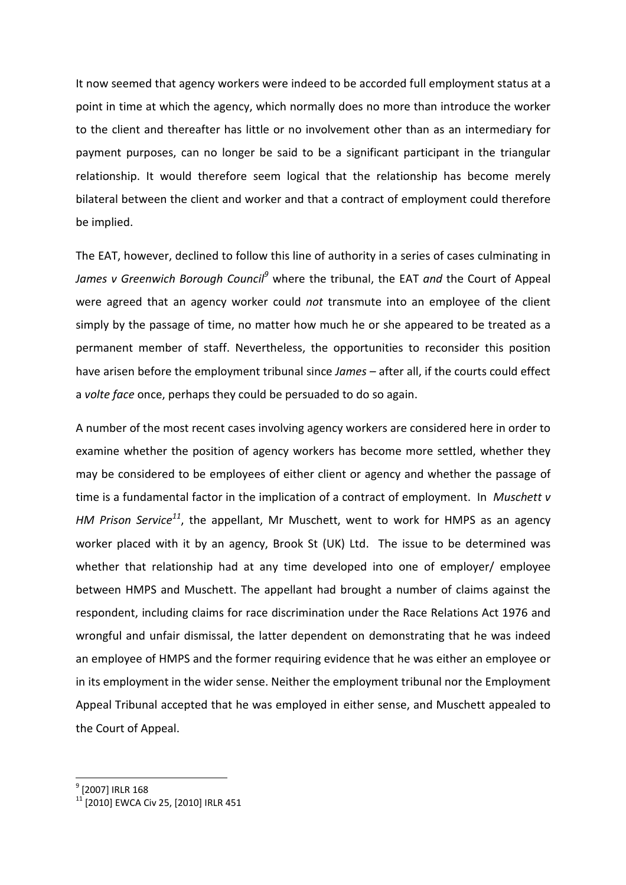It now seemed that agency workers were indeed to be accorded full employment status at a point in time at which the agency, which normally does no more than introduce the worker to the client and thereafter has little or no involvement other than as an intermediary for payment purposes, can no longer be said to be a significant participant in the triangular relationship. It would therefore seem logical that the relationship has become merely bilateral between the client and worker and that a contract of employment could therefore be implied.

The EAT, however, declined to follow this line of authority in a series of cases culminating in *James v Greenwich Borough Council*[9] where the tribunal, the EAT *and* the Court of Appeal were agreed that an agency worker could *not* transmute into an employee of the client simply by the passage of time, no matter how much he or she appeared to be treated as a permanent member of staff. Nevertheless, the opportunities to reconsider this position have arisen before the employment tribunal since *James* – after all, if the courts could effect a *volte face* once, perhaps they could be persuaded to do so again.

A number of the most recent cases involving agency workers are considered here in order to examine whether the position of agency workers has become more settled, whether they may be considered to be employees of either client or agency and whether the passage of time is a fundamental factor in the implication of a contract of employment. In *Muschett v HM Prison Service*[11], the appellant, Mr Muschett, went to work for HMPS as an agency worker placed with it by an agency, Brook St (UK) Ltd. The issue to be determined was whether that relationship had at any time developed into one of employer/ employee between HMPS and Muschett. The appellant had brought a number of claims against the respondent, including claims for race discrimination under the Race Relations Act 1976 and wrongful and unfair dismissal, the latter dependent on demonstrating that he was indeed an employee of HMPS and the former requiring evidence that he was either an employee or in its employment in the wider sense. Neither the employment tribunal nor the Employment Appeal Tribunal accepted that he was employed in either sense, and Muschett appealed to the Court of Appeal.

[9] [2007] IRLR 168

[11] [2010] EWCA Civ 25, [2010] IRLR 451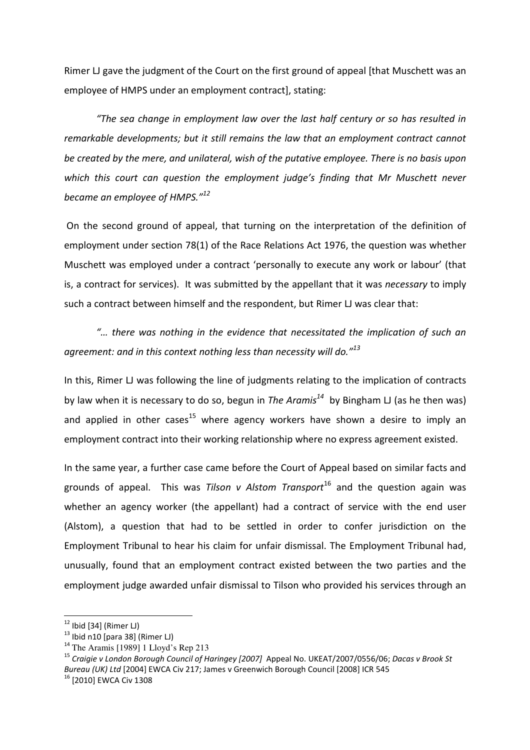Rimer LJ gave the judgment of the Court on the first ground of appeal [that Muschett was an employee of HMPS under an employment contract], stating:

> *"The sea change in employment law over the last half century or so has resulted in remarkable developments; but it still remains the law that an employment contract cannot be created by the mere, and unilateral, wish of the putative employee. There is no basis upon which this court can question the employment judge's finding that Mr Muschett never became an employee of HMPS."*[12]

On the second ground of appeal, that turning on the interpretation of the definition of employment under section 78(1) of the Race Relations Act 1976, the question was whether Muschett was employed under a contract 'personally to execute any work or labour' (that is, a contract for services). It was submitted by the appellant that it was *necessary* to imply such a contract between himself and the respondent, but Rimer LJ was clear that:

> *"… there was nothing in the evidence that necessitated the implication of such an agreement: and in this context nothing less than necessity will do."*[13]

In this, Rimer LJ was following the line of judgments relating to the implication of contracts by law when it is necessary to do so, begun in *The Aramis*[14] by Bingham LJ (as he then was) and applied in other cases[15] where agency workers have shown a desire to imply an employment contract into their working relationship where no express agreement existed.

In the same year, a further case came before the Court of Appeal based on similar facts and grounds of appeal. This was *Tilson v Alstom Transport*[16] and the question again was whether an agency worker (the appellant) had a contract of service with the end user (Alstom), a question that had to be settled in order to confer jurisdiction on the Employment Tribunal to hear his claim for unfair dismissal. The Employment Tribunal had, unusually, found that an employment contract existed between the two parties and the employment judge awarded unfair dismissal to Tilson who provided his services through an

---

[12] Ibid [34] (Rimer LJ)

[13] Ibid n10 [para 38] (Rimer LJ)

[14] The Aramis [1989] 1 Lloyd's Rep 213

[15] *Craigie v London Borough Council of Haringey [2007]* Appeal No. UKEAT/2007/0556/06; *Dacas v Brook St Bureau (UK) Ltd* [2004] EWCA Civ 217; James v Greenwich Borough Council [2008] ICR 545

[16] [2010] EWCA Civ 1308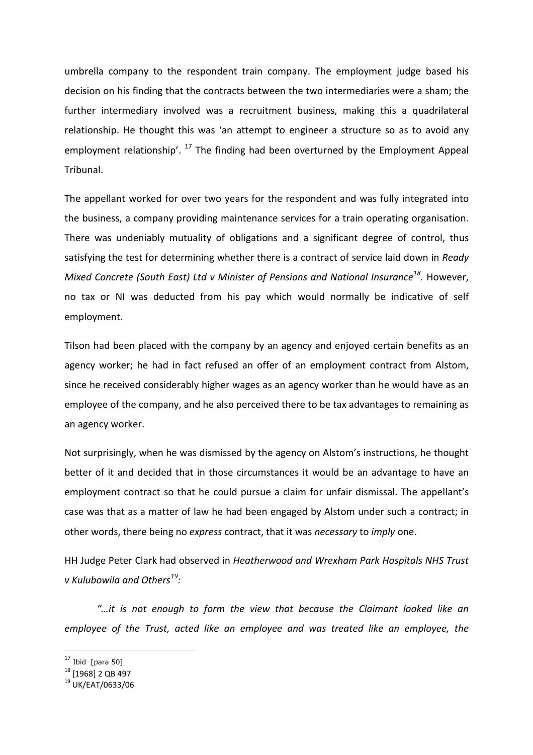umbrella company to the respondent train company. The employment judge based his decision on his finding that the contracts between the two intermediaries were a sham; the further intermediary involved was a recruitment business, making this a quadrilateral relationship. He thought this was 'an attempt to engineer a structure so as to avoid any employment relationship'. [17] The finding had been overturned by the Employment Appeal Tribunal.

The appellant worked for over two years for the respondent and was fully integrated into the business, a company providing maintenance services for a train operating organisation. There was undeniably mutuality of obligations and a significant degree of control, thus satisfying the test for determining whether there is a contract of service laid down in *Ready Mixed Concrete (South East) Ltd v Minister of Pensions and National Insurance*[18]. However, no tax or NI was deducted from his pay which would normally be indicative of self employment.

Tilson had been placed with the company by an agency and enjoyed certain benefits as an agency worker; he had in fact refused an offer of an employment contract from Alstom, since he received considerably higher wages as an agency worker than he would have as an employee of the company, and he also perceived there to be tax advantages to remaining as an agency worker.

Not surprisingly, when he was dismissed by the agency on Alstom's instructions, he thought better of it and decided that in those circumstances it would be an advantage to have an employment contract so that he could pursue a claim for unfair dismissal. The appellant's case was that as a matter of law he had been engaged by Alstom under such a contract; in other words, there being no *express* contract, that it was *necessary* to *imply* one.

HH Judge Peter Clark had observed in *Heatherwood and Wrexham Park Hospitals NHS Trust v Kulubowila and Others*[19]:

> *"…it is not enough to form the view that because the Claimant looked like an employee of the Trust, acted like an employee and was treated like an employee, the*

---

[17] Ibid [para 50]

[18] [1968] 2 QB 497

[19] UK/EAT/0633/06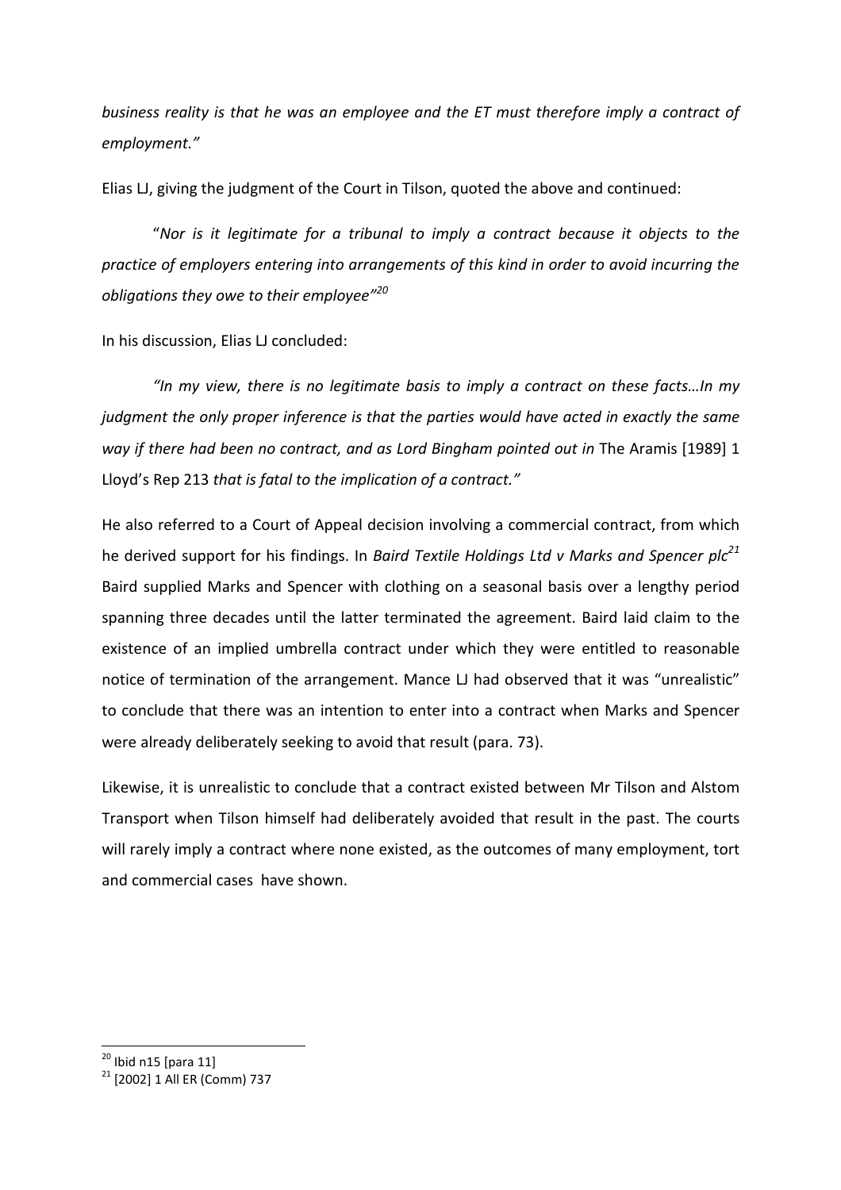*business reality is that he was an employee and the ET must therefore imply a contract of employment."*

Elias LJ, giving the judgment of the Court in Tilson, quoted the above and continued:

> "*Nor is it legitimate for a tribunal to imply a contract because it objects to the practice of employers entering into arrangements of this kind in order to avoid incurring the obligations they owe to their employee"*[20]

In his discussion, Elias LJ concluded:

> *"In my view, there is no legitimate basis to imply a contract on these facts…In my judgment the only proper inference is that the parties would have acted in exactly the same way if there had been no contract, and as Lord Bingham pointed out in* The Aramis [1989] 1 Lloyd's Rep 213 *that is fatal to the implication of a contract."*

He also referred to a Court of Appeal decision involving a commercial contract, from which he derived support for his findings. In *Baird Textile Holdings Ltd v Marks and Spencer plc*[21] Baird supplied Marks and Spencer with clothing on a seasonal basis over a lengthy period spanning three decades until the latter terminated the agreement. Baird laid claim to the existence of an implied umbrella contract under which they were entitled to reasonable notice of termination of the arrangement. Mance LJ had observed that it was "unrealistic" to conclude that there was an intention to enter into a contract when Marks and Spencer were already deliberately seeking to avoid that result (para. 73).

Likewise, it is unrealistic to conclude that a contract existed between Mr Tilson and Alstom Transport when Tilson himself had deliberately avoided that result in the past. The courts will rarely imply a contract where none existed, as the outcomes of many employment, tort and commercial cases have shown.

---

[20] Ibid n15 [para 11]

[21] [2002] 1 All ER (Comm) 737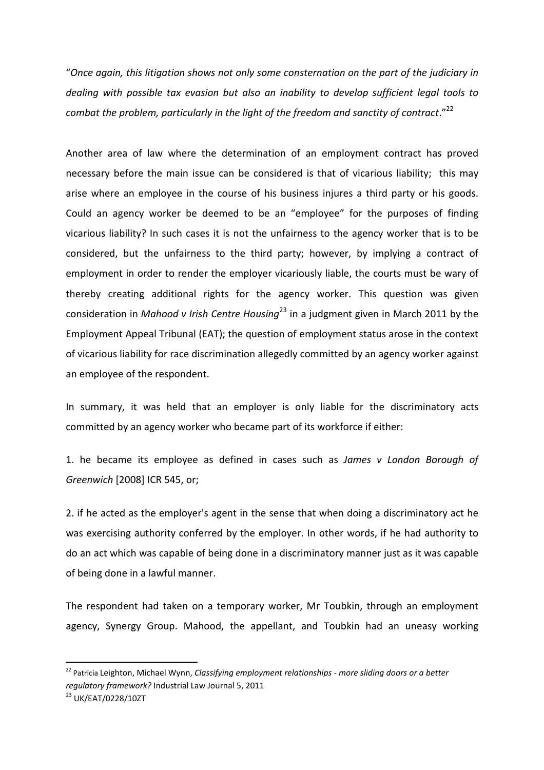"*Once again, this litigation shows not only some consternation on the part of the judiciary in dealing with possible tax evasion but also an inability to develop sufficient legal tools to combat the problem, particularly in the light of the freedom and sanctity of contract*."[22]

Another area of law where the determination of an employment contract has proved necessary before the main issue can be considered is that of vicarious liability; this may arise where an employee in the course of his business injures a third party or his goods. Could an agency worker be deemed to be an "employee" for the purposes of finding vicarious liability? In such cases it is not the unfairness to the agency worker that is to be considered, but the unfairness to the third party; however, by implying a contract of employment in order to render the employer vicariously liable, the courts must be wary of thereby creating additional rights for the agency worker. This question was given consideration in *Mahood v Irish Centre Housing*[23] in a judgment given in March 2011 by the Employment Appeal Tribunal (EAT); the question of employment status arose in the context of vicarious liability for race discrimination allegedly committed by an agency worker against an employee of the respondent.

In summary, it was held that an employer is only liable for the discriminatory acts committed by an agency worker who became part of its workforce if either:

1. he became its employee as defined in cases such as *James v London Borough of Greenwich* [2008] ICR 545, or;

2. if he acted as the employer's agent in the sense that when doing a discriminatory act he was exercising authority conferred by the employer. In other words, if he had authority to do an act which was capable of being done in a discriminatory manner just as it was capable of being done in a lawful manner.

The respondent had taken on a temporary worker, Mr Toubkin, through an employment agency, Synergy Group. Mahood, the appellant, and Toubkin had an uneasy working

---

[22] Patricia Leighton, Michael Wynn, *Classifying employment relationships - more sliding doors or a better regulatory framework?* Industrial Law Journal 5, 2011

[23] UK/EAT/0228/10ZT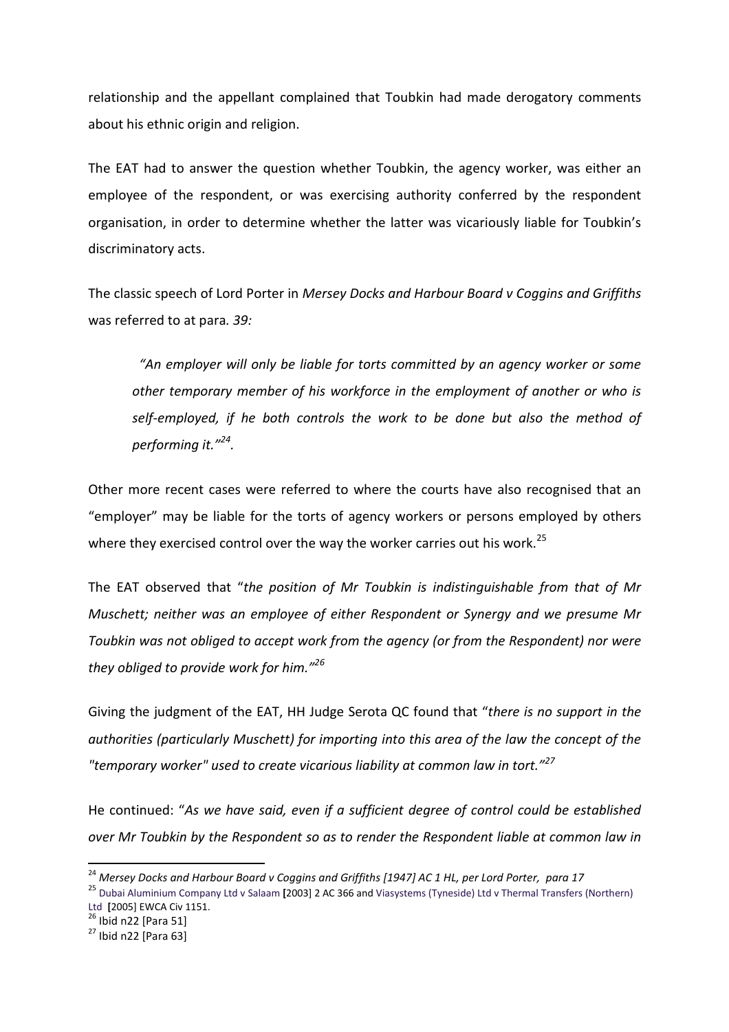relationship and the appellant complained that Toubkin had made derogatory comments about his ethnic origin and religion.

The EAT had to answer the question whether Toubkin, the agency worker, was either an employee of the respondent, or was exercising authority conferred by the respondent organisation, in order to determine whether the latter was vicariously liable for Toubkin's discriminatory acts.

The classic speech of Lord Porter in *Mersey Docks and Harbour Board v Coggins and Griffiths* was referred to at para*. 39:*

> *"An employer will only be liable for torts committed by an agency worker or some other temporary member of his workforce in the employment of another or who is self-employed, if he both controls the work to be done but also the method of performing it."*[24]*.*

Other more recent cases were referred to where the courts have also recognised that an "employer" may be liable for the torts of agency workers or persons employed by others where they exercised control over the way the worker carries out his work.[25]

The EAT observed that "*the position of Mr Toubkin is indistinguishable from that of Mr Muschett; neither was an employee of either Respondent or Synergy and we presume Mr Toubkin was not obliged to accept work from the agency (or from the Respondent) nor were they obliged to provide work for him."*[26]

Giving the judgment of the EAT, HH Judge Serota QC found that "*there is no support in the authorities (particularly Muschett) for importing into this area of the law the concept of the "temporary worker" used to create vicarious liability at common law in tort."*[27]

He continued: "*As we have said, even if a sufficient degree of control could be established over Mr Toubkin by the Respondent so as to render the Respondent liable at common law in*

---

[24] *Mersey Docks and Harbour Board v Coggins and Griffiths [1947] AC 1 HL, per Lord Porter, para 17*

[25] Dubai Aluminium Company Ltd v Salaam [2003] 2 AC 366 and Viasystems (Tyneside) Ltd v Thermal Transfers (Northern) Ltd [2005] EWCA Civ 1151.

[26] Ibid n22 [Para 51]

[27] Ibid n22 [Para 63]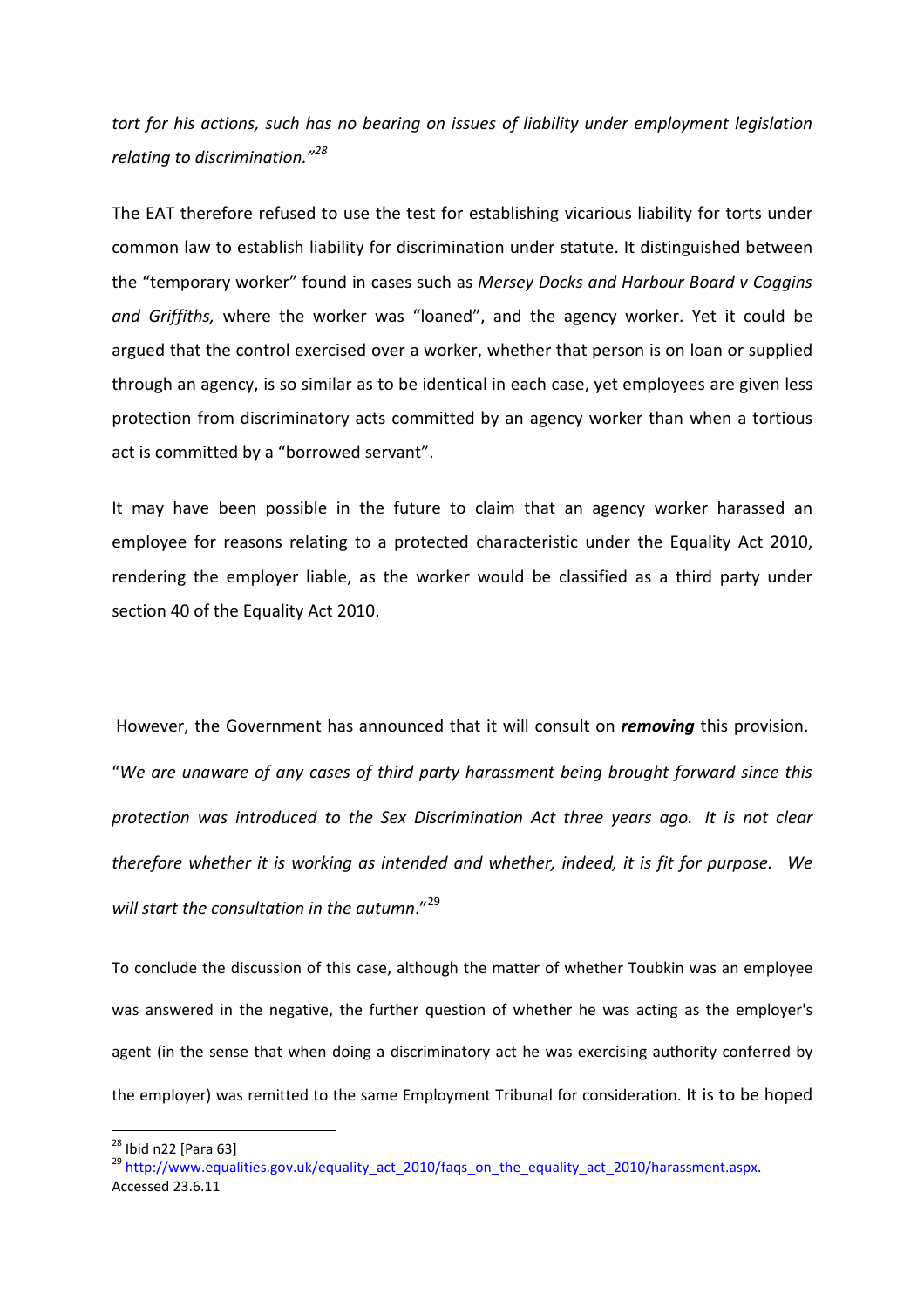*tort for his actions, such has no bearing on issues of liability under employment legislation relating to discrimination."*[28]

The EAT therefore refused to use the test for establishing vicarious liability for torts under common law to establish liability for discrimination under statute. It distinguished between the "temporary worker" found in cases such as *Mersey Docks and Harbour Board v Coggins and Griffiths,* where the worker was "loaned", and the agency worker. Yet it could be argued that the control exercised over a worker, whether that person is on loan or supplied through an agency, is so similar as to be identical in each case, yet employees are given less protection from discriminatory acts committed by an agency worker than when a tortious act is committed by a "borrowed servant".

It may have been possible in the future to claim that an agency worker harassed an employee for reasons relating to a protected characteristic under the Equality Act 2010, rendering the employer liable, as the worker would be classified as a third party under section 40 of the Equality Act 2010.

However, the Government has announced that it will consult on ***removing*** this provision. "*We are unaware of any cases of third party harassment being brought forward since this protection was introduced to the Sex Discrimination Act three years ago. It is not clear therefore whether it is working as intended and whether, indeed, it is fit for purpose. We will start the consultation in the autumn*."[29]

To conclude the discussion of this case, although the matter of whether Toubkin was an employee was answered in the negative, the further question of whether he was acting as the employer's agent (in the sense that when doing a discriminatory act he was exercising authority conferred by the employer) was remitted to the same Employment Tribunal for consideration. It is to be hoped

---

[28] Ibid n22 [Para 63]

[29] http://www.equalities.gov.uk/equality_act_2010/faqs_on_the_equality_act_2010/harassment.aspx. Accessed 23.6.11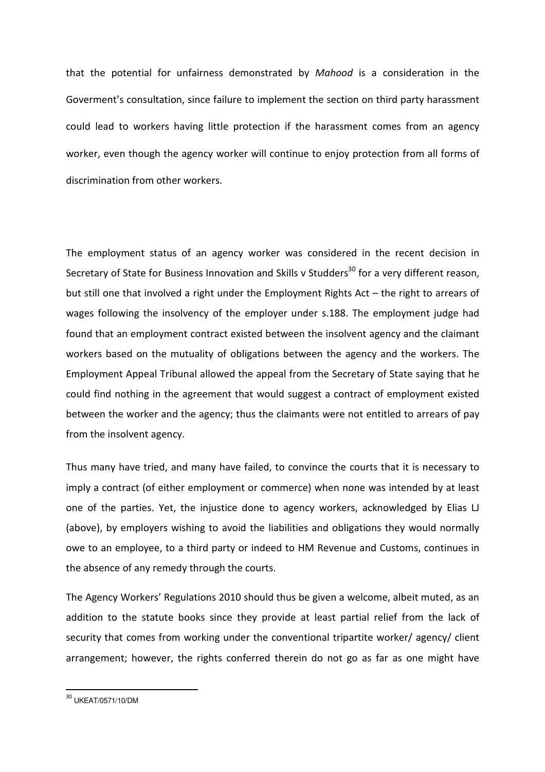that the potential for unfairness demonstrated by *Mahood* is a consideration in the Goverment's consultation, since failure to implement the section on third party harassment could lead to workers having little protection if the harassment comes from an agency worker, even though the agency worker will continue to enjoy protection from all forms of discrimination from other workers.

The employment status of an agency worker was considered in the recent decision in Secretary of State for Business Innovation and Skills v Studders[30] for a very different reason, but still one that involved a right under the Employment Rights Act – the right to arrears of wages following the insolvency of the employer under s.188. The employment judge had found that an employment contract existed between the insolvent agency and the claimant workers based on the mutuality of obligations between the agency and the workers. The Employment Appeal Tribunal allowed the appeal from the Secretary of State saying that he could find nothing in the agreement that would suggest a contract of employment existed between the worker and the agency; thus the claimants were not entitled to arrears of pay from the insolvent agency.

Thus many have tried, and many have failed, to convince the courts that it is necessary to imply a contract (of either employment or commerce) when none was intended by at least one of the parties. Yet, the injustice done to agency workers, acknowledged by Elias LJ (above), by employers wishing to avoid the liabilities and obligations they would normally owe to an employee, to a third party or indeed to HM Revenue and Customs, continues in the absence of any remedy through the courts.

The Agency Workers' Regulations 2010 should thus be given a welcome, albeit muted, as an addition to the statute books since they provide at least partial relief from the lack of security that comes from working under the conventional tripartite worker/ agency/ client arrangement; however, the rights conferred therein do not go as far as one might have

---

[30] UKEAT/0571/10/DM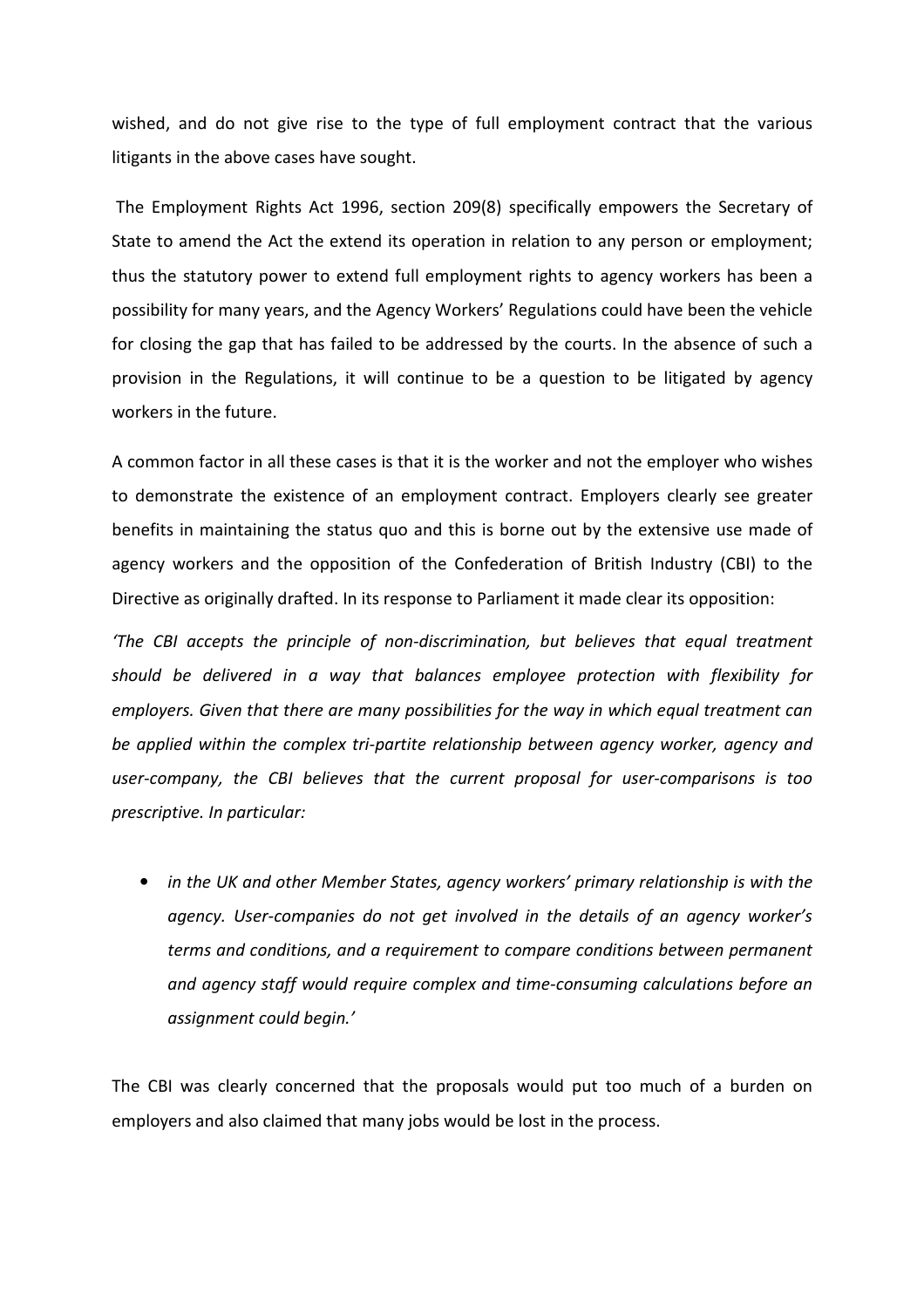wished, and do not give rise to the type of full employment contract that the various litigants in the above cases have sought.

The Employment Rights Act 1996, section 209(8) specifically empowers the Secretary of State to amend the Act the extend its operation in relation to any person or employment; thus the statutory power to extend full employment rights to agency workers has been a possibility for many years, and the Agency Workers' Regulations could have been the vehicle for closing the gap that has failed to be addressed by the courts. In the absence of such a provision in the Regulations, it will continue to be a question to be litigated by agency workers in the future.

A common factor in all these cases is that it is the worker and not the employer who wishes to demonstrate the existence of an employment contract. Employers clearly see greater benefits in maintaining the status quo and this is borne out by the extensive use made of agency workers and the opposition of the Confederation of British Industry (CBI) to the Directive as originally drafted. In its response to Parliament it made clear its opposition:

*'The CBI accepts the principle of non-discrimination, but believes that equal treatment should be delivered in a way that balances employee protection with flexibility for employers. Given that there are many possibilities for the way in which equal treatment can be applied within the complex tri-partite relationship between agency worker, agency and user-company, the CBI believes that the current proposal for user-comparisons is too prescriptive. In particular:*

- *in the UK and other Member States, agency workers' primary relationship is with the agency. User-companies do not get involved in the details of an agency worker's terms and conditions, and a requirement to compare conditions between permanent and agency staff would require complex and time-consuming calculations before an assignment could begin.'*

The CBI was clearly concerned that the proposals would put too much of a burden on employers and also claimed that many jobs would be lost in the process.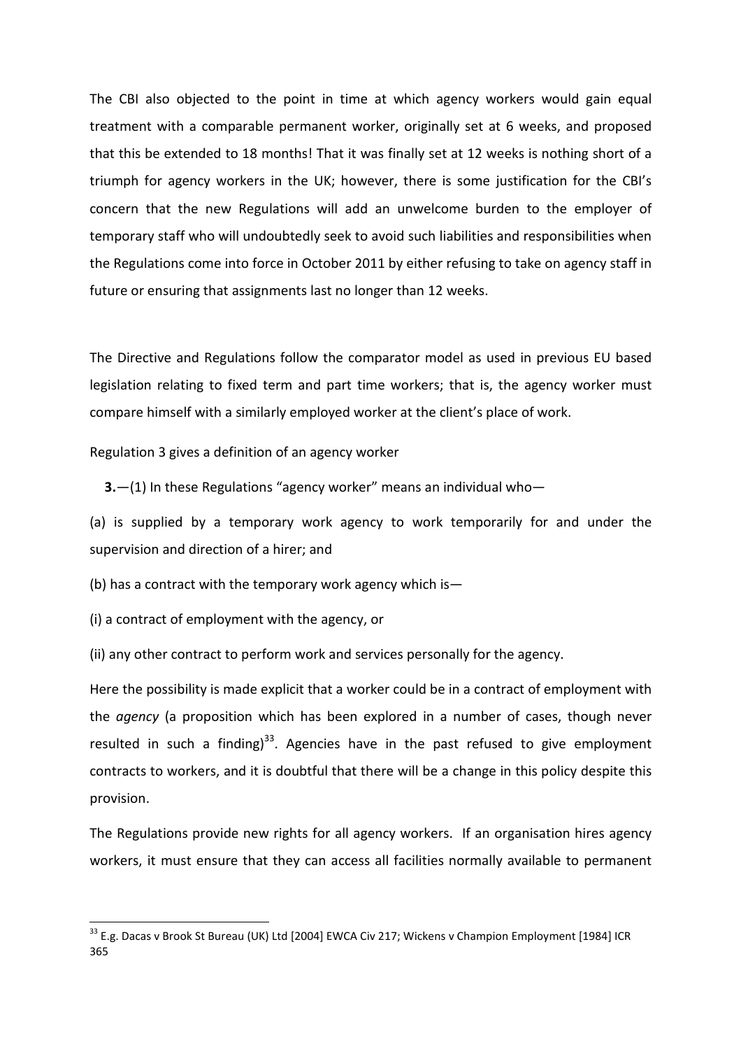The CBI also objected to the point in time at which agency workers would gain equal treatment with a comparable permanent worker, originally set at 6 weeks, and proposed that this be extended to 18 months! That it was finally set at 12 weeks is nothing short of a triumph for agency workers in the UK; however, there is some justification for the CBI's concern that the new Regulations will add an unwelcome burden to the employer of temporary staff who will undoubtedly seek to avoid such liabilities and responsibilities when the Regulations come into force in October 2011 by either refusing to take on agency staff in future or ensuring that assignments last no longer than 12 weeks.

The Directive and Regulations follow the comparator model as used in previous EU based legislation relating to fixed term and part time workers; that is, the agency worker must compare himself with a similarly employed worker at the client's place of work.

Regulation 3 gives a definition of an agency worker

**3.**—(1) In these Regulations "agency worker" means an individual who—

(a) is supplied by a temporary work agency to work temporarily for and under the supervision and direction of a hirer; and

(b) has a contract with the temporary work agency which is—

(i) a contract of employment with the agency, or

(ii) any other contract to perform work and services personally for the agency.

Here the possibility is made explicit that a worker could be in a contract of employment with the *agency* (a proposition which has been explored in a number of cases, though never resulted in such a finding)[33]. Agencies have in the past refused to give employment contracts to workers, and it is doubtful that there will be a change in this policy despite this provision.

The Regulations provide new rights for all agency workers. If an organisation hires agency workers, it must ensure that they can access all facilities normally available to permanent

[33] E.g. Dacas v Brook St Bureau (UK) Ltd [2004] EWCA Civ 217; Wickens v Champion Employment [1984] ICR 365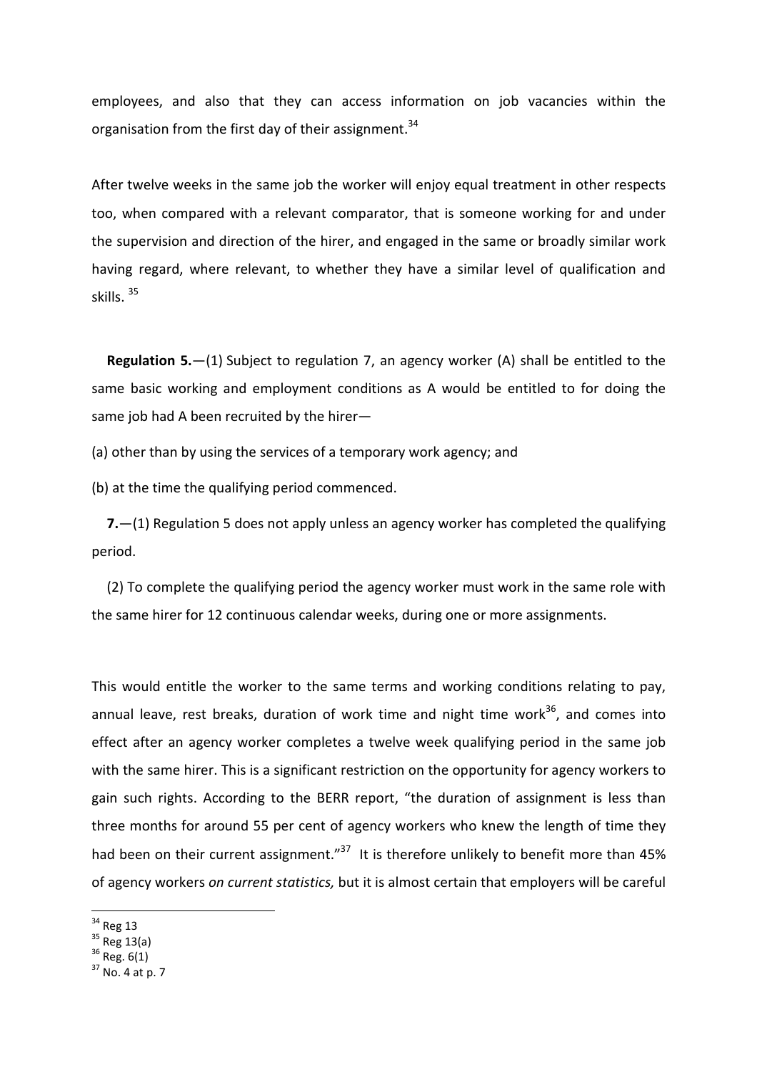employees, and also that they can access information on job vacancies within the organisation from the first day of their assignment.[34]

After twelve weeks in the same job the worker will enjoy equal treatment in other respects too, when compared with a relevant comparator, that is someone working for and under the supervision and direction of the hirer, and engaged in the same or broadly similar work having regard, where relevant, to whether they have a similar level of qualification and skills. [35]

**Regulation 5.**—(1) Subject to regulation 7, an agency worker (A) shall be entitled to the same basic working and employment conditions as A would be entitled to for doing the same job had A been recruited by the hirer—

(a) other than by using the services of a temporary work agency; and

(b) at the time the qualifying period commenced.

**7.**—(1) Regulation 5 does not apply unless an agency worker has completed the qualifying period.

(2) To complete the qualifying period the agency worker must work in the same role with the same hirer for 12 continuous calendar weeks, during one or more assignments.

This would entitle the worker to the same terms and working conditions relating to pay, annual leave, rest breaks, duration of work time and night time work[36], and comes into effect after an agency worker completes a twelve week qualifying period in the same job with the same hirer. This is a significant restriction on the opportunity for agency workers to gain such rights. According to the BERR report, "the duration of assignment is less than three months for around 55 per cent of agency workers who knew the length of time they had been on their current assignment."[37] It is therefore unlikely to benefit more than 45% of agency workers *on current statistics,* but it is almost certain that employers will be careful

[34] Reg 13

[35] Reg 13(a)

[36] Reg. 6(1)

[37] No. 4 at p. 7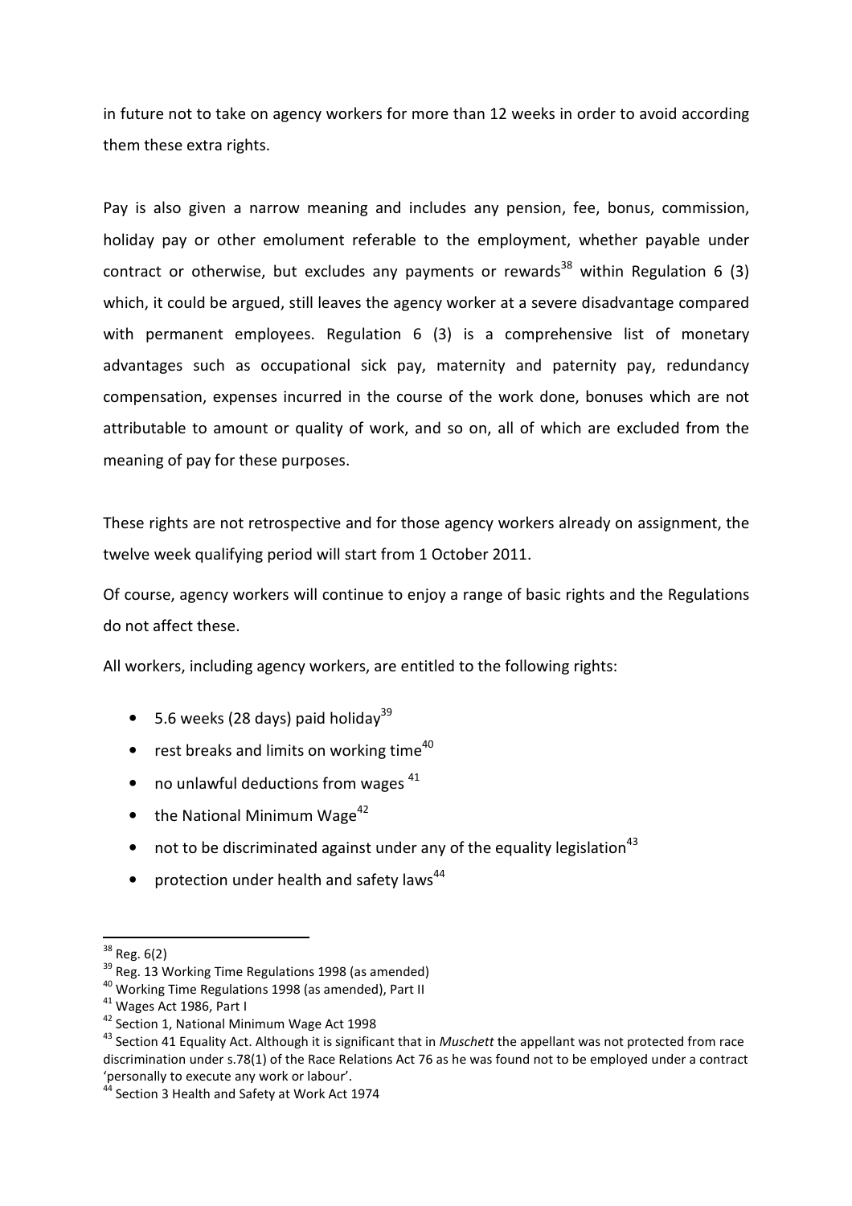in future not to take on agency workers for more than 12 weeks in order to avoid according them these extra rights.

Pay is also given a narrow meaning and includes any pension, fee, bonus, commission, holiday pay or other emolument referable to the employment, whether payable under contract or otherwise, but excludes any payments or rewards[38] within Regulation 6 (3) which, it could be argued, still leaves the agency worker at a severe disadvantage compared with permanent employees. Regulation 6 (3) is a comprehensive list of monetary advantages such as occupational sick pay, maternity and paternity pay, redundancy compensation, expenses incurred in the course of the work done, bonuses which are not attributable to amount or quality of work, and so on, all of which are excluded from the meaning of pay for these purposes.

These rights are not retrospective and for those agency workers already on assignment, the twelve week qualifying period will start from 1 October 2011.

Of course, agency workers will continue to enjoy a range of basic rights and the Regulations do not affect these.

All workers, including agency workers, are entitled to the following rights:

- 5.6 weeks (28 days) paid holiday[39]
- rest breaks and limits on working time[40]
- no unlawful deductions from wages [41]
- the National Minimum Wage[42]
- not to be discriminated against under any of the equality legislation[43]
- protection under health and safety laws[44]

---

[38] Reg. 6(2)

[39] Reg. 13 Working Time Regulations 1998 (as amended)

[40] Working Time Regulations 1998 (as amended), Part II

[41] Wages Act 1986, Part I

[42] Section 1, National Minimum Wage Act 1998

[43] Section 41 Equality Act. Although it is significant that in *Muschett* the appellant was not protected from race discrimination under s.78(1) of the Race Relations Act 76 as he was found not to be employed under a contract 'personally to execute any work or labour'.

[44] Section 3 Health and Safety at Work Act 1974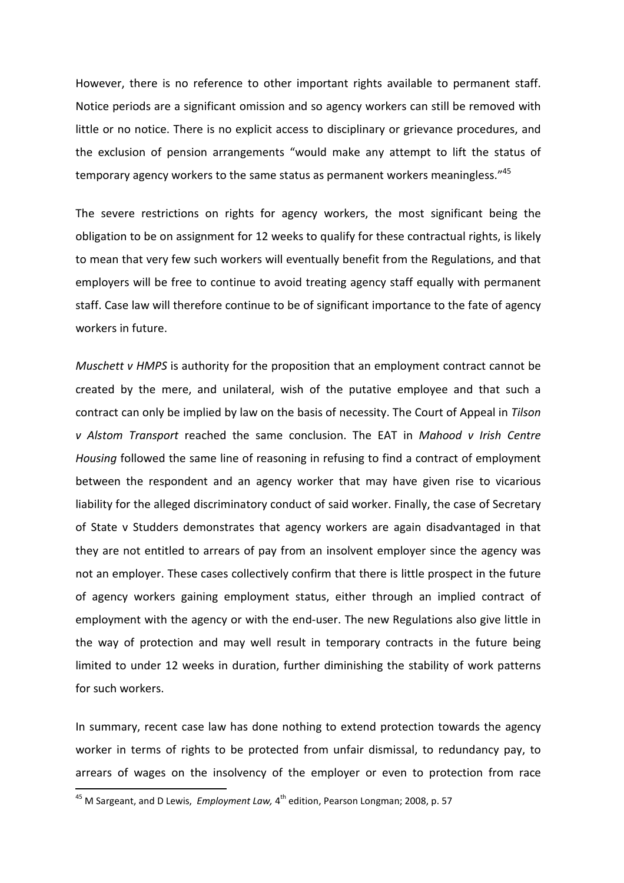However, there is no reference to other important rights available to permanent staff. Notice periods are a significant omission and so agency workers can still be removed with little or no notice. There is no explicit access to disciplinary or grievance procedures, and the exclusion of pension arrangements "would make any attempt to lift the status of temporary agency workers to the same status as permanent workers meaningless."[45]

The severe restrictions on rights for agency workers, the most significant being the obligation to be on assignment for 12 weeks to qualify for these contractual rights, is likely to mean that very few such workers will eventually benefit from the Regulations, and that employers will be free to continue to avoid treating agency staff equally with permanent staff. Case law will therefore continue to be of significant importance to the fate of agency workers in future.

*Muschett v HMPS* is authority for the proposition that an employment contract cannot be created by the mere, and unilateral, wish of the putative employee and that such a contract can only be implied by law on the basis of necessity. The Court of Appeal in *Tilson v Alstom Transport* reached the same conclusion. The EAT in *Mahood v Irish Centre Housing* followed the same line of reasoning in refusing to find a contract of employment between the respondent and an agency worker that may have given rise to vicarious liability for the alleged discriminatory conduct of said worker. Finally, the case of Secretary of State v Studders demonstrates that agency workers are again disadvantaged in that they are not entitled to arrears of pay from an insolvent employer since the agency was not an employer. These cases collectively confirm that there is little prospect in the future of agency workers gaining employment status, either through an implied contract of employment with the agency or with the end-user. The new Regulations also give little in the way of protection and may well result in temporary contracts in the future being limited to under 12 weeks in duration, further diminishing the stability of work patterns for such workers.

In summary, recent case law has done nothing to extend protection towards the agency worker in terms of rights to be protected from unfair dismissal, to redundancy pay, to arrears of wages on the insolvency of the employer or even to protection from race

---

[45] M Sargeant, and D Lewis, *Employment Law,* 4th edition, Pearson Longman; 2008, p. 57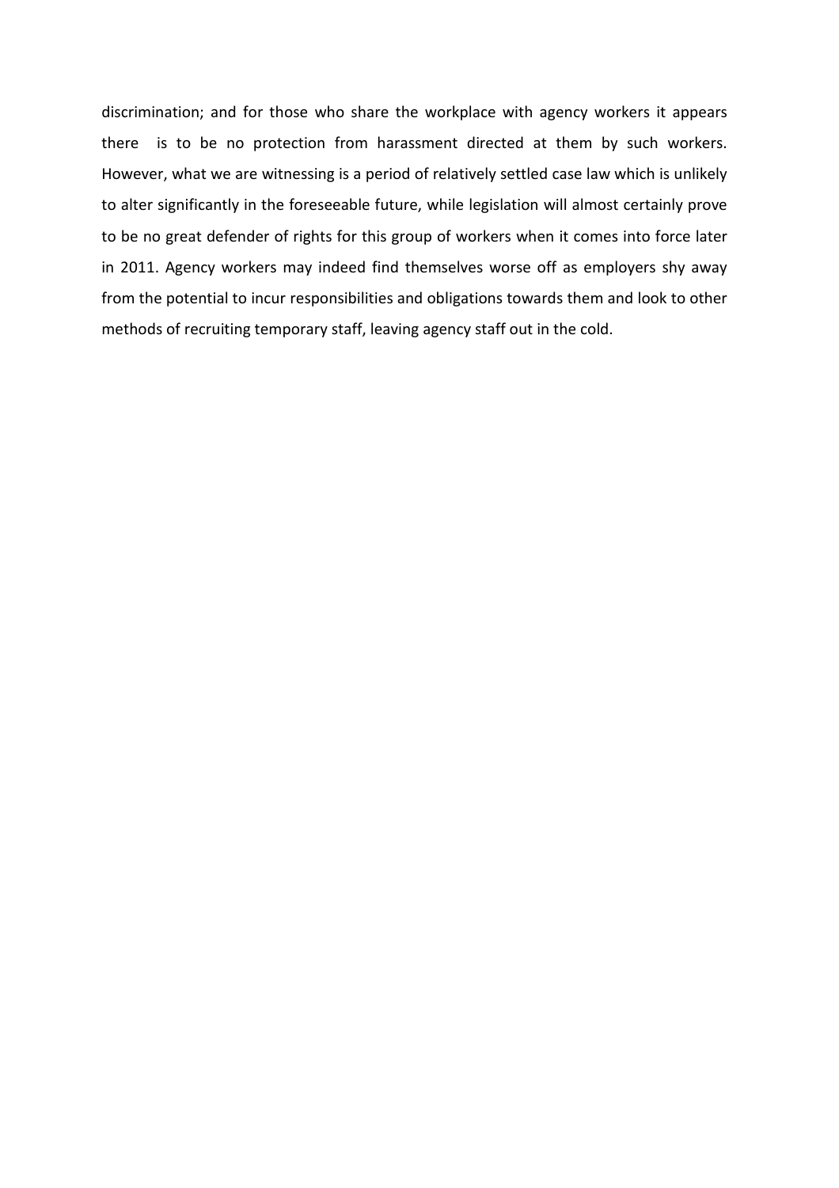discrimination; and for those who share the workplace with agency workers it appears there is to be no protection from harassment directed at them by such workers. However, what we are witnessing is a period of relatively settled case law which is unlikely to alter significantly in the foreseeable future, while legislation will almost certainly prove to be no great defender of rights for this group of workers when it comes into force later in 2011. Agency workers may indeed find themselves worse off as employers shy away from the potential to incur responsibilities and obligations towards them and look to other methods of recruiting temporary staff, leaving agency staff out in the cold.